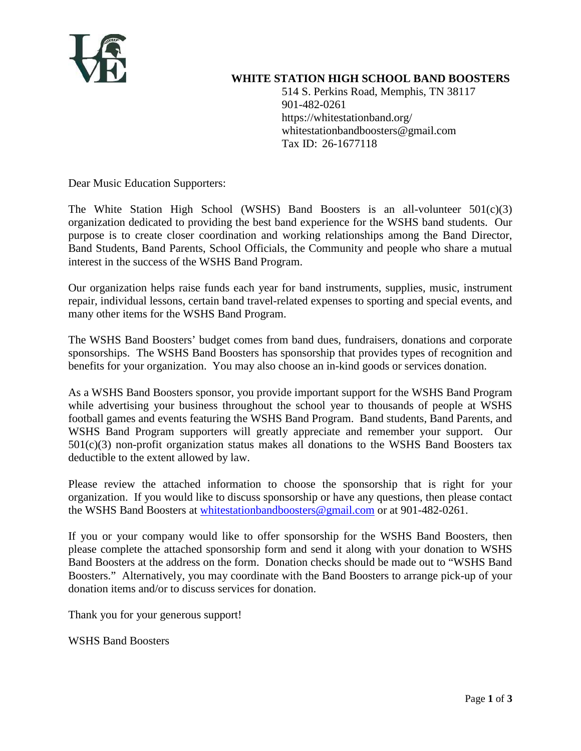**WHITE STATION HIGH SCHOOL BAND BOOSTERS**

514 S. Perkins Road, Memphis, TN 38117
901-482-0261
https://whitestationband.org/
whitestationbandboosters@gmail.com
Tax ID: 26-1677118

Dear Music Education Supporters:

The White Station High School (WSHS) Band Boosters is an all-volunteer 501(c)(3) organization dedicated to providing the best band experience for the WSHS band students. Our purpose is to create closer coordination and working relationships among the Band Director, Band Students, Band Parents, School Officials, the Community and people who share a mutual interest in the success of the WSHS Band Program.

Our organization helps raise funds each year for band instruments, supplies, music, instrument repair, individual lessons, certain band travel-related expenses to sporting and special events, and many other items for the WSHS Band Program.

The WSHS Band Boosters' budget comes from band dues, fundraisers, donations and corporate sponsorships. The WSHS Band Boosters has sponsorship that provides types of recognition and benefits for your organization. You may also choose an in-kind goods or services donation.

As a WSHS Band Boosters sponsor, you provide important support for the WSHS Band Program while advertising your business throughout the school year to thousands of people at WSHS football games and events featuring the WSHS Band Program. Band students, Band Parents, and WSHS Band Program supporters will greatly appreciate and remember your support. Our 501(c)(3) non-profit organization status makes all donations to the WSHS Band Boosters tax deductible to the extent allowed by law.

Please review the attached information to choose the sponsorship that is right for your organization. If you would like to discuss sponsorship or have any questions, then please contact the WSHS Band Boosters at whitestationbandboosters@gmail.com or at 901-482-0261.

If you or your company would like to offer sponsorship for the WSHS Band Boosters, then please complete the attached sponsorship form and send it along with your donation to WSHS Band Boosters at the address on the form. Donation checks should be made out to "WSHS Band Boosters." Alternatively, you may coordinate with the Band Boosters to arrange pick-up of your donation items and/or to discuss services for donation.

Thank you for your generous support!

WSHS Band Boosters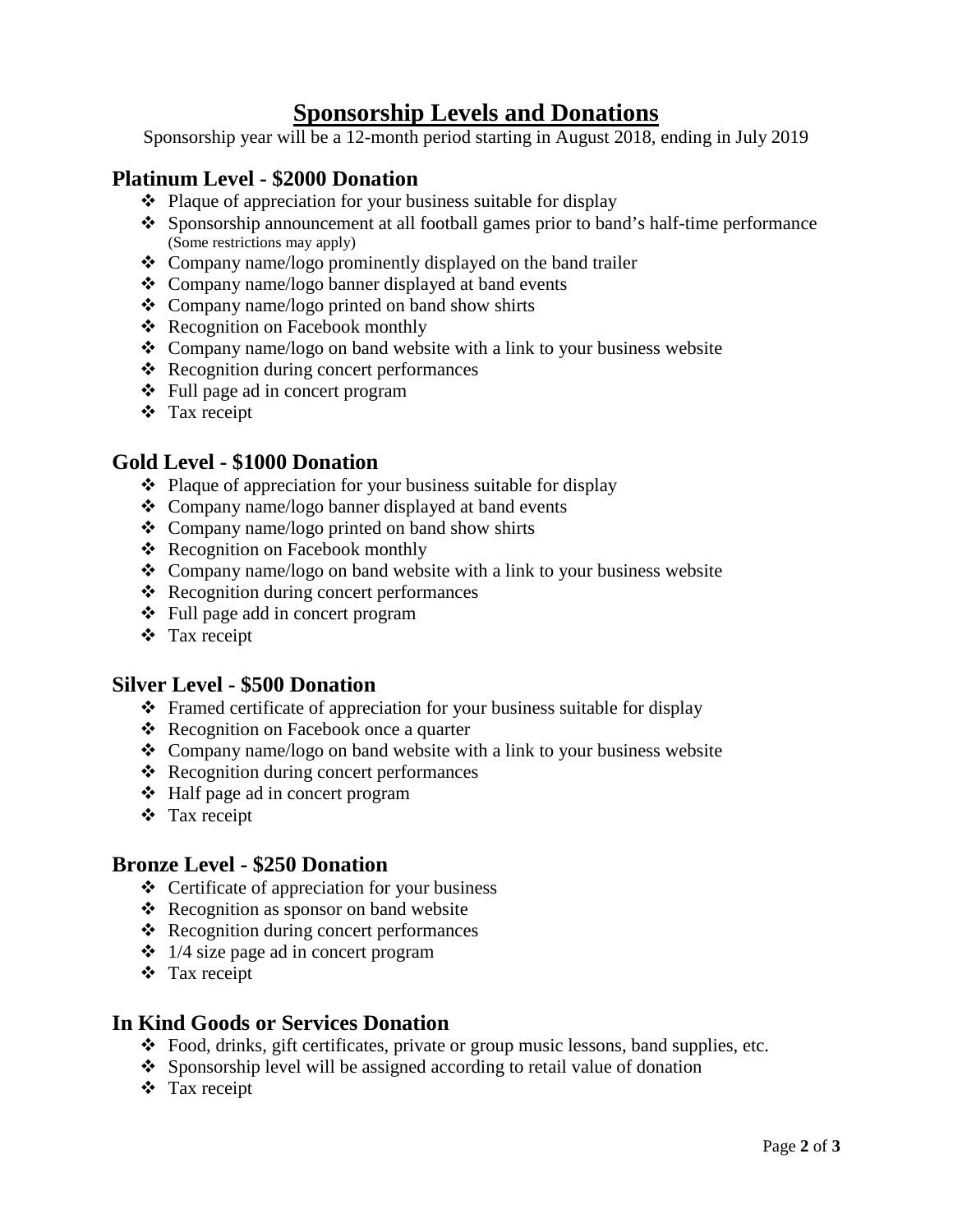# Sponsorship Levels and Donations

Sponsorship year will be a 12-month period starting in August 2018, ending in July 2019

## Platinum Level - $2000 Donation

- Plaque of appreciation for your business suitable for display
- Sponsorship announcement at all football games prior to band's half-time performance (Some restrictions may apply)
- Company name/logo prominently displayed on the band trailer
- Company name/logo banner displayed at band events
- Company name/logo printed on band show shirts
- Recognition on Facebook monthly
- Company name/logo on band website with a link to your business website
- Recognition during concert performances
- Full page ad in concert program
- Tax receipt

## Gold Level - $1000 Donation

- Plaque of appreciation for your business suitable for display
- Company name/logo banner displayed at band events
- Company name/logo printed on band show shirts
- Recognition on Facebook monthly
- Company name/logo on band website with a link to your business website
- Recognition during concert performances
- Full page add in concert program
- Tax receipt

## Silver Level - $500 Donation

- Framed certificate of appreciation for your business suitable for display
- Recognition on Facebook once a quarter
- Company name/logo on band website with a link to your business website
- Recognition during concert performances
- Half page ad in concert program
- Tax receipt

## Bronze Level - $250 Donation

- Certificate of appreciation for your business
- Recognition as sponsor on band website
- Recognition during concert performances
- 1/4 size page ad in concert program
- Tax receipt

## In Kind Goods or Services Donation

- Food, drinks, gift certificates, private or group music lessons, band supplies, etc.
- Sponsorship level will be assigned according to retail value of donation
- Tax receipt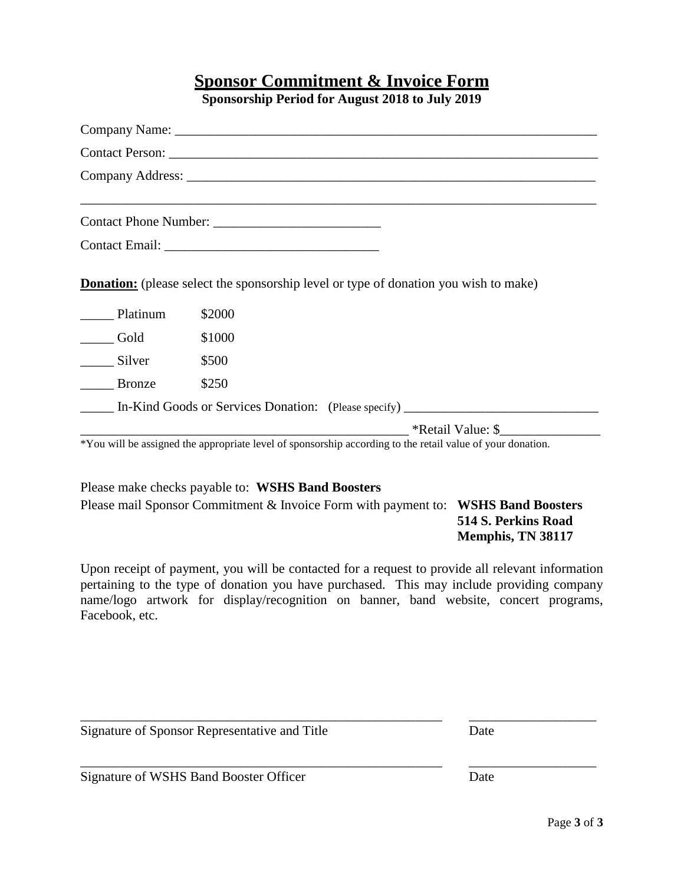# <u>Sponsor Commitment & Invoice Form</u>

**Sponsorship Period for August 2018 to July 2019**

Company Name: ___________________________________________________________________

Contact Person: __________________________________________________________________

Company Address: ________________________________________________________________

_________________________________________________________________________________

Contact Phone Number: _________________________

Contact Email: _______________________________

**<u>Donation:</u>** (please select the sponsorship level or type of donation you wish to make)

_____ Platinum $2000

_____ Gold $1000

_____ Silver $500

_____ Bronze $250

_____ In-Kind Goods or Services Donation: (Please specify) _____________________________

__________________________________________________ *Retail Value: $_______________

*You will be assigned the appropriate level of sponsorship according to the retail value of your donation.

Please make checks payable to: **WSHS Band Boosters**

Please mail Sponsor Commitment & Invoice Form with payment to: **WSHS Band Boosters**
**514 S. Perkins Road**
**Memphis, TN 38117**

Upon receipt of payment, you will be contacted for a request to provide all relevant information pertaining to the type of donation you have purchased. This may include providing company name/logo artwork for display/recognition on banner, band website, concert programs, Facebook, etc.

_______________________________________________________ ___________________

Signature of Sponsor Representative and Title Date

_______________________________________________________ ___________________

Signature of WSHS Band Booster Officer Date